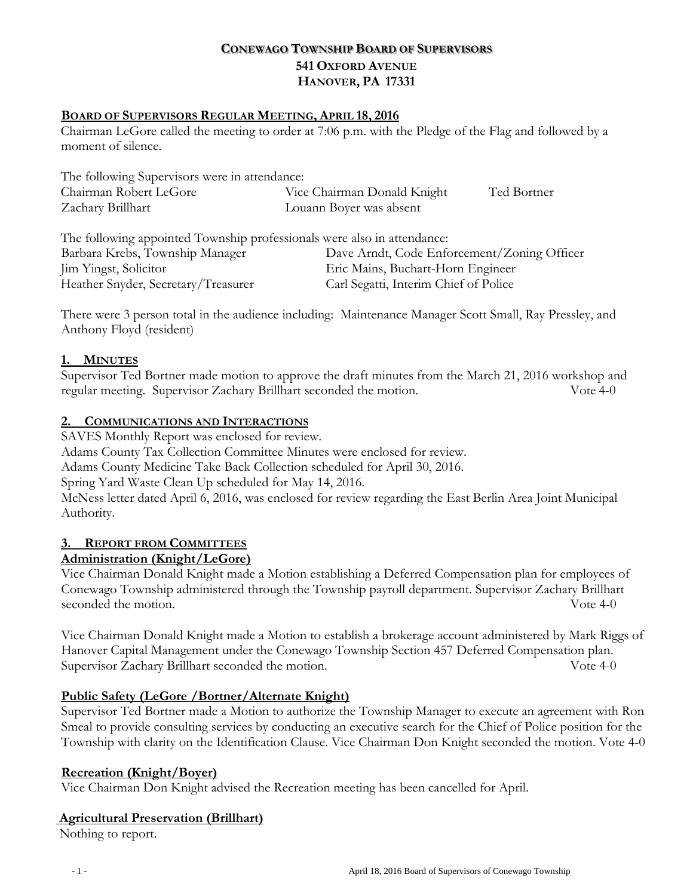# CONEWAGO TOWNSHIP BOARD OF SUPERVISORS
## 541 OXFORD AVENUE
## HANOVER, PA 17331

### BOARD OF SUPERVISORS REGULAR MEETING, APRIL 18, 2016

Chairman LeGore called the meeting to order at 7:06 p.m. with the Pledge of the Flag and followed by a moment of silence.

The following Supervisors were in attendance:

| | | |
|---|---|---|
| Chairman Robert LeGore | Vice Chairman Donald Knight | Ted Bortner |
| Zachary Brillhart | Louann Boyer was absent | |

The following appointed Township professionals were also in attendance:

| | |
|---|---|
| Barbara Krebs, Township Manager | Dave Arndt, Code Enforcement/Zoning Officer |
| Jim Yingst, Solicitor | Eric Mains, Buchart-Horn Engineer |
| Heather Snyder, Secretary/Treasurer | Carl Segatti, Interim Chief of Police |

There were 3 person total in the audience including: Maintenance Manager Scott Small, Ray Pressley, and Anthony Floyd (resident)

### 1. MINUTES

Supervisor Ted Bortner made motion to approve the draft minutes from the March 21, 2016 workshop and regular meeting. Supervisor Zachary Brillhart seconded the motion. Vote 4-0

### 2. COMMUNICATIONS AND INTERACTIONS

SAVES Monthly Report was enclosed for review.
Adams County Tax Collection Committee Minutes were enclosed for review.
Adams County Medicine Take Back Collection scheduled for April 30, 2016.
Spring Yard Waste Clean Up scheduled for May 14, 2016.
McNess letter dated April 6, 2016, was enclosed for review regarding the East Berlin Area Joint Municipal Authority.

### 3. REPORT FROM COMMITTEES

**Administration (Knight/LeGore)**

Vice Chairman Donald Knight made a Motion establishing a Deferred Compensation plan for employees of Conewago Township administered through the Township payroll department. Supervisor Zachary Brillhart seconded the motion. Vote 4-0

Vice Chairman Donald Knight made a Motion to establish a brokerage account administered by Mark Riggs of Hanover Capital Management under the Conewago Township Section 457 Deferred Compensation plan. Supervisor Zachary Brillhart seconded the motion. Vote 4-0

**Public Safety (LeGore /Bortner/Alternate Knight)**

Supervisor Ted Bortner made a Motion to authorize the Township Manager to execute an agreement with Ron Smeal to provide consulting services by conducting an executive search for the Chief of Police position for the Township with clarity on the Identification Clause. Vice Chairman Don Knight seconded the motion. Vote 4-0

**Recreation (Knight/Boyer)**

Vice Chairman Don Knight advised the Recreation meeting has been cancelled for April.

**Agricultural Preservation (Brillhart)**

Nothing to report.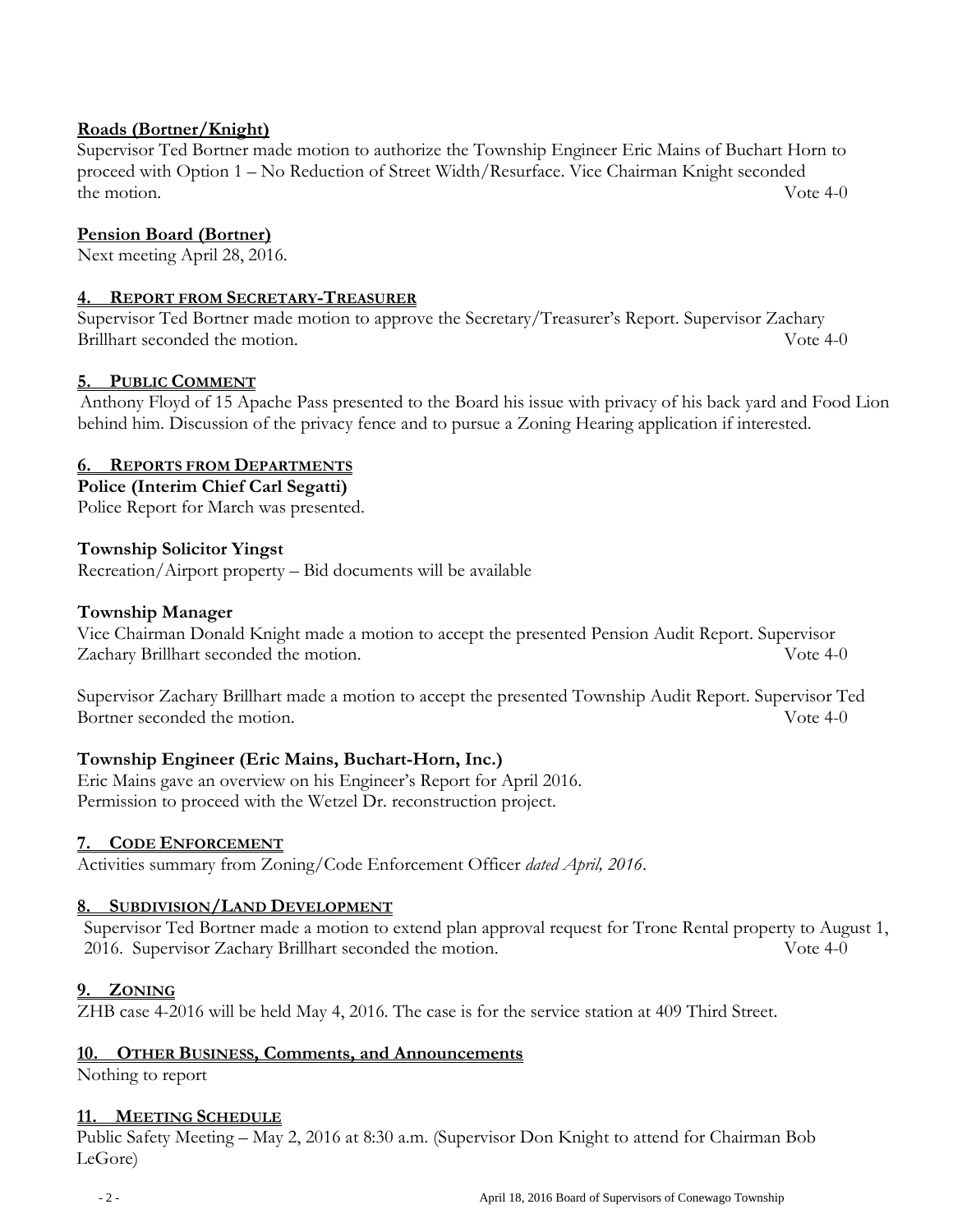**Roads (Bortner/Knight)**

Supervisor Ted Bortner made motion to authorize the Township Engineer Eric Mains of Buchart Horn to proceed with Option 1 – No Reduction of Street Width/Resurface. Vice Chairman Knight seconded the motion. Vote 4-0

**Pension Board (Bortner)**

Next meeting April 28, 2016.

## 4. Report from Secretary-Treasurer

Supervisor Ted Bortner made motion to approve the Secretary/Treasurer's Report. Supervisor Zachary Brillhart seconded the motion. Vote 4-0

## 5. Public Comment

Anthony Floyd of 15 Apache Pass presented to the Board his issue with privacy of his back yard and Food Lion behind him. Discussion of the privacy fence and to pursue a Zoning Hearing application if interested.

## 6. Reports from Departments

**Police (Interim Chief Carl Segatti)**

Police Report for March was presented.

**Township Solicitor Yingst**

Recreation/Airport property – Bid documents will be available

**Township Manager**

Vice Chairman Donald Knight made a motion to accept the presented Pension Audit Report. Supervisor Zachary Brillhart seconded the motion. Vote 4-0

Supervisor Zachary Brillhart made a motion to accept the presented Township Audit Report. Supervisor Ted Bortner seconded the motion. Vote 4-0

**Township Engineer (Eric Mains, Buchart-Horn, Inc.)**

Eric Mains gave an overview on his Engineer's Report for April 2016.
Permission to proceed with the Wetzel Dr. reconstruction project.

## 7. Code Enforcement

Activities summary from Zoning/Code Enforcement Officer *dated April, 2016*.

## 8. Subdivision/Land Development

Supervisor Ted Bortner made a motion to extend plan approval request for Trone Rental property to August 1, 2016. Supervisor Zachary Brillhart seconded the motion. Vote 4-0

## 9. Zoning

ZHB case 4-2016 will be held May 4, 2016. The case is for the service station at 409 Third Street.

## 10. Other Business, Comments, and Announcements

Nothing to report

## 11. Meeting Schedule

Public Safety Meeting – May 2, 2016 at 8:30 a.m. (Supervisor Don Knight to attend for Chairman Bob LeGore)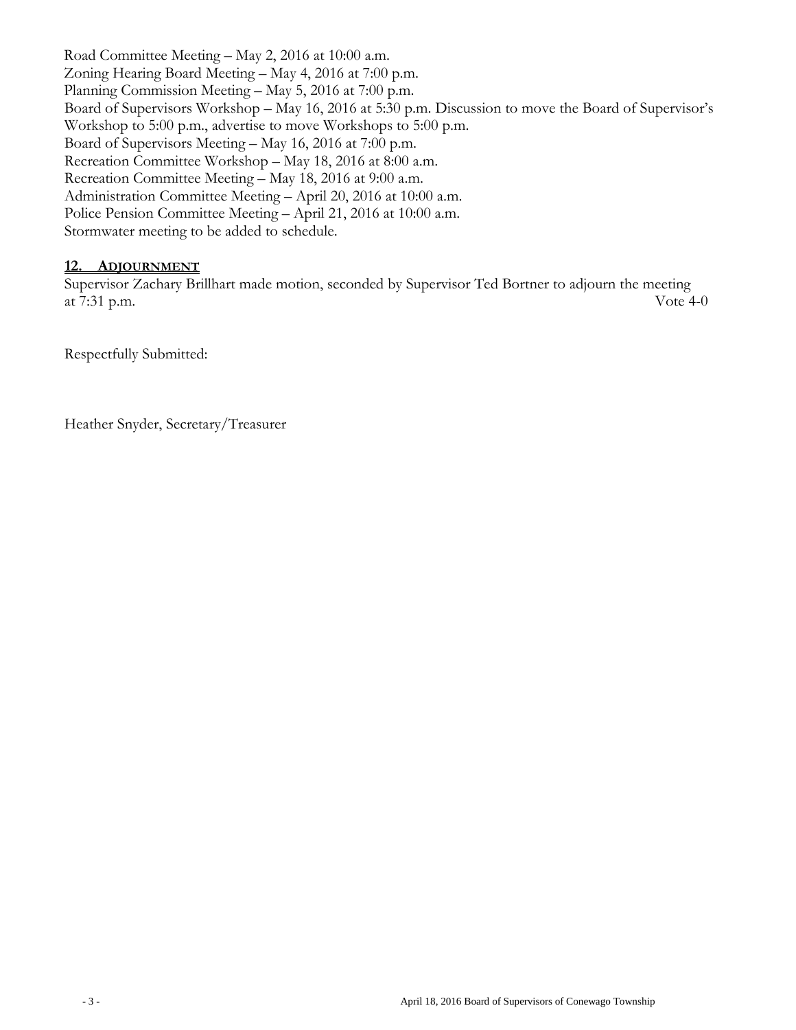Road Committee Meeting – May 2, 2016 at 10:00 a.m.
Zoning Hearing Board Meeting – May 4, 2016 at 7:00 p.m.
Planning Commission Meeting – May 5, 2016 at 7:00 p.m.
Board of Supervisors Workshop – May 16, 2016 at 5:30 p.m. Discussion to move the Board of Supervisor's Workshop to 5:00 p.m., advertise to move Workshops to 5:00 p.m.
Board of Supervisors Meeting – May 16, 2016 at 7:00 p.m.
Recreation Committee Workshop – May 18, 2016 at 8:00 a.m.
Recreation Committee Meeting – May 18, 2016 at 9:00 a.m.
Administration Committee Meeting – April 20, 2016 at 10:00 a.m.
Police Pension Committee Meeting – April 21, 2016 at 10:00 a.m.
Stormwater meeting to be added to schedule.

## 12. ADJOURNMENT

Supervisor Zachary Brillhart made motion, seconded by Supervisor Ted Bortner to adjourn the meeting at 7:31 p.m. Vote 4-0

Respectfully Submitted:

Heather Snyder, Secretary/Treasurer